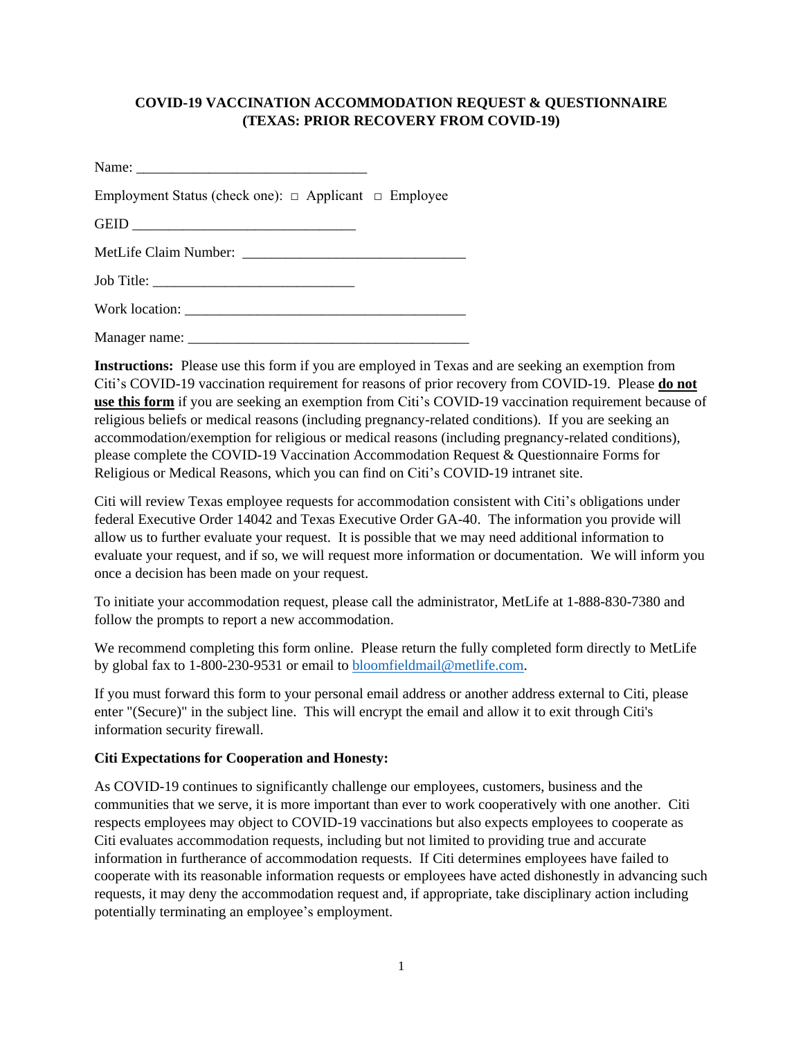# COVID-19 VACCINATION ACCOMMODATION REQUEST & QUESTIONNAIRE (TEXAS: PRIOR RECOVERY FROM COVID-19)

Name: ________________________________

Employment Status (check one): □ Applicant □ Employee

GEID ______________________________

MetLife Claim Number: ______________________________

Job Title: ___________________________

Work location: _____________________________________

Manager name: _____________________________________

**Instructions:** Please use this form if you are employed in Texas and are seeking an exemption from Citi's COVID-19 vaccination requirement for reasons of prior recovery from COVID-19. Please **do not use this form** if you are seeking an exemption from Citi's COVID-19 vaccination requirement because of religious beliefs or medical reasons (including pregnancy-related conditions). If you are seeking an accommodation/exemption for religious or medical reasons (including pregnancy-related conditions), please complete the COVID-19 Vaccination Accommodation Request & Questionnaire Forms for Religious or Medical Reasons, which you can find on Citi's COVID-19 intranet site.

Citi will review Texas employee requests for accommodation consistent with Citi's obligations under federal Executive Order 14042 and Texas Executive Order GA-40. The information you provide will allow us to further evaluate your request. It is possible that we may need additional information to evaluate your request, and if so, we will request more information or documentation. We will inform you once a decision has been made on your request.

To initiate your accommodation request, please call the administrator, MetLife at 1-888-830-7380 and follow the prompts to report a new accommodation.

We recommend completing this form online. Please return the fully completed form directly to MetLife by global fax to 1-800-230-9531 or email to bloomfieldmail@metlife.com.

If you must forward this form to your personal email address or another address external to Citi, please enter "(Secure)" in the subject line. This will encrypt the email and allow it to exit through Citi's information security firewall.

**Citi Expectations for Cooperation and Honesty:**

As COVID-19 continues to significantly challenge our employees, customers, business and the communities that we serve, it is more important than ever to work cooperatively with one another. Citi respects employees may object to COVID-19 vaccinations but also expects employees to cooperate as Citi evaluates accommodation requests, including but not limited to providing true and accurate information in furtherance of accommodation requests. If Citi determines employees have failed to cooperate with its reasonable information requests or employees have acted dishonestly in advancing such requests, it may deny the accommodation request and, if appropriate, take disciplinary action including potentially terminating an employee's employment.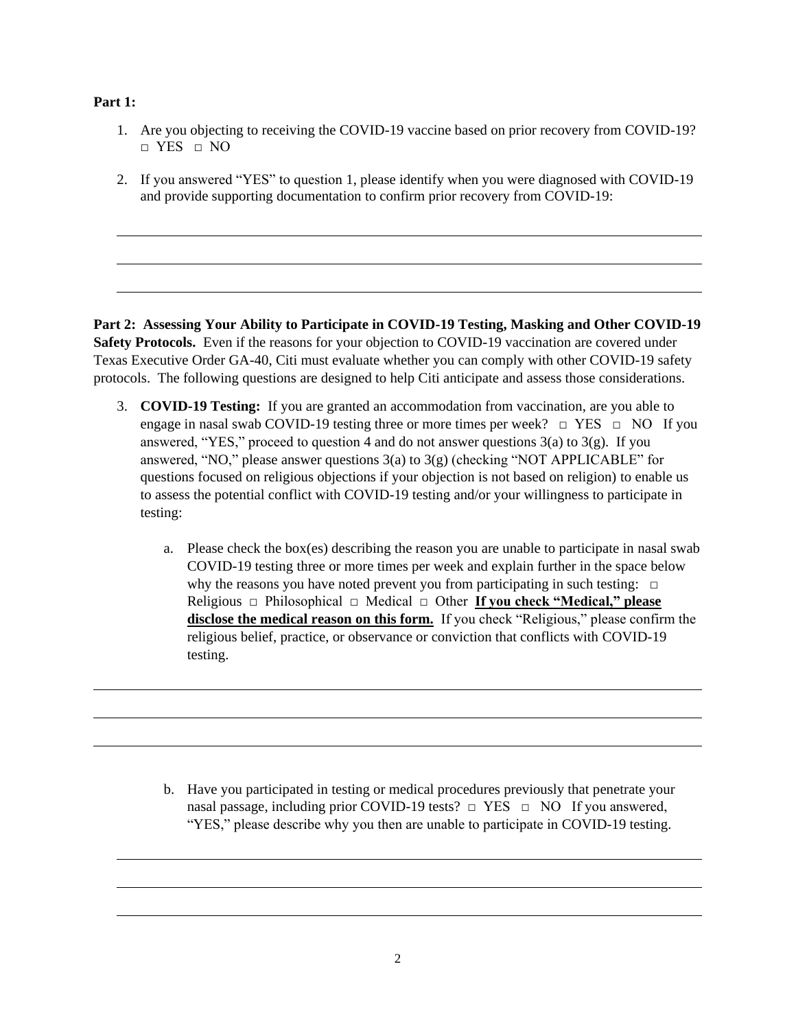**Part 1:**

1. Are you objecting to receiving the COVID-19 vaccine based on prior recovery from COVID-19? □ YES □ NO

2. If you answered "YES" to question 1, please identify when you were diagnosed with COVID-19 and provide supporting documentation to confirm prior recovery from COVID-19:

\_\_\_\_\_\_\_\_\_\_\_\_\_\_\_\_\_\_\_\_\_\_\_\_\_\_\_\_\_\_\_\_\_\_\_\_\_\_\_\_\_\_\_\_\_\_\_\_\_\_\_\_\_\_\_\_\_\_\_\_\_\_\_\_\_\_\_\_\_\_\_\_\_\_\_\_

\_\_\_\_\_\_\_\_\_\_\_\_\_\_\_\_\_\_\_\_\_\_\_\_\_\_\_\_\_\_\_\_\_\_\_\_\_\_\_\_\_\_\_\_\_\_\_\_\_\_\_\_\_\_\_\_\_\_\_\_\_\_\_\_\_\_\_\_\_\_\_\_\_\_\_\_

\_\_\_\_\_\_\_\_\_\_\_\_\_\_\_\_\_\_\_\_\_\_\_\_\_\_\_\_\_\_\_\_\_\_\_\_\_\_\_\_\_\_\_\_\_\_\_\_\_\_\_\_\_\_\_\_\_\_\_\_\_\_\_\_\_\_\_\_\_\_\_\_\_\_\_\_

**Part 2: Assessing Your Ability to Participate in COVID-19 Testing, Masking and Other COVID-19 Safety Protocols.** Even if the reasons for your objection to COVID-19 vaccination are covered under Texas Executive Order GA-40, Citi must evaluate whether you can comply with other COVID-19 safety protocols. The following questions are designed to help Citi anticipate and assess those considerations.

3. **COVID-19 Testing:** If you are granted an accommodation from vaccination, are you able to engage in nasal swab COVID-19 testing three or more times per week? □ YES □ NO If you answered, "YES," proceed to question 4 and do not answer questions 3(a) to 3(g). If you answered, "NO," please answer questions 3(a) to 3(g) (checking "NOT APPLICABLE" for questions focused on religious objections if your objection is not based on religion) to enable us to assess the potential conflict with COVID-19 testing and/or your willingness to participate in testing:

   a. Please check the box(es) describing the reason you are unable to participate in nasal swab COVID-19 testing three or more times per week and explain further in the space below why the reasons you have noted prevent you from participating in such testing: □ Religious □ Philosophical □ Medical □ Other **<u>If you check "Medical," please disclose the medical reason on this form.</u>** If you check "Religious," please confirm the religious belief, practice, or observance or conviction that conflicts with COVID-19 testing.

\_\_\_\_\_\_\_\_\_\_\_\_\_\_\_\_\_\_\_\_\_\_\_\_\_\_\_\_\_\_\_\_\_\_\_\_\_\_\_\_\_\_\_\_\_\_\_\_\_\_\_\_\_\_\_\_\_\_\_\_\_\_\_\_\_\_\_\_\_\_\_\_\_\_\_\_

\_\_\_\_\_\_\_\_\_\_\_\_\_\_\_\_\_\_\_\_\_\_\_\_\_\_\_\_\_\_\_\_\_\_\_\_\_\_\_\_\_\_\_\_\_\_\_\_\_\_\_\_\_\_\_\_\_\_\_\_\_\_\_\_\_\_\_\_\_\_\_\_\_\_\_\_

\_\_\_\_\_\_\_\_\_\_\_\_\_\_\_\_\_\_\_\_\_\_\_\_\_\_\_\_\_\_\_\_\_\_\_\_\_\_\_\_\_\_\_\_\_\_\_\_\_\_\_\_\_\_\_\_\_\_\_\_\_\_\_\_\_\_\_\_\_\_\_\_\_\_\_\_

   b. Have you participated in testing or medical procedures previously that penetrate your nasal passage, including prior COVID-19 tests? □ YES □ NO If you answered, "YES," please describe why you then are unable to participate in COVID-19 testing.

\_\_\_\_\_\_\_\_\_\_\_\_\_\_\_\_\_\_\_\_\_\_\_\_\_\_\_\_\_\_\_\_\_\_\_\_\_\_\_\_\_\_\_\_\_\_\_\_\_\_\_\_\_\_\_\_\_\_\_\_\_\_\_\_\_\_\_\_\_\_\_\_\_\_\_\_

\_\_\_\_\_\_\_\_\_\_\_\_\_\_\_\_\_\_\_\_\_\_\_\_\_\_\_\_\_\_\_\_\_\_\_\_\_\_\_\_\_\_\_\_\_\_\_\_\_\_\_\_\_\_\_\_\_\_\_\_\_\_\_\_\_\_\_\_\_\_\_\_\_\_\_\_

\_\_\_\_\_\_\_\_\_\_\_\_\_\_\_\_\_\_\_\_\_\_\_\_\_\_\_\_\_\_\_\_\_\_\_\_\_\_\_\_\_\_\_\_\_\_\_\_\_\_\_\_\_\_\_\_\_\_\_\_\_\_\_\_\_\_\_\_\_\_\_\_\_\_\_\_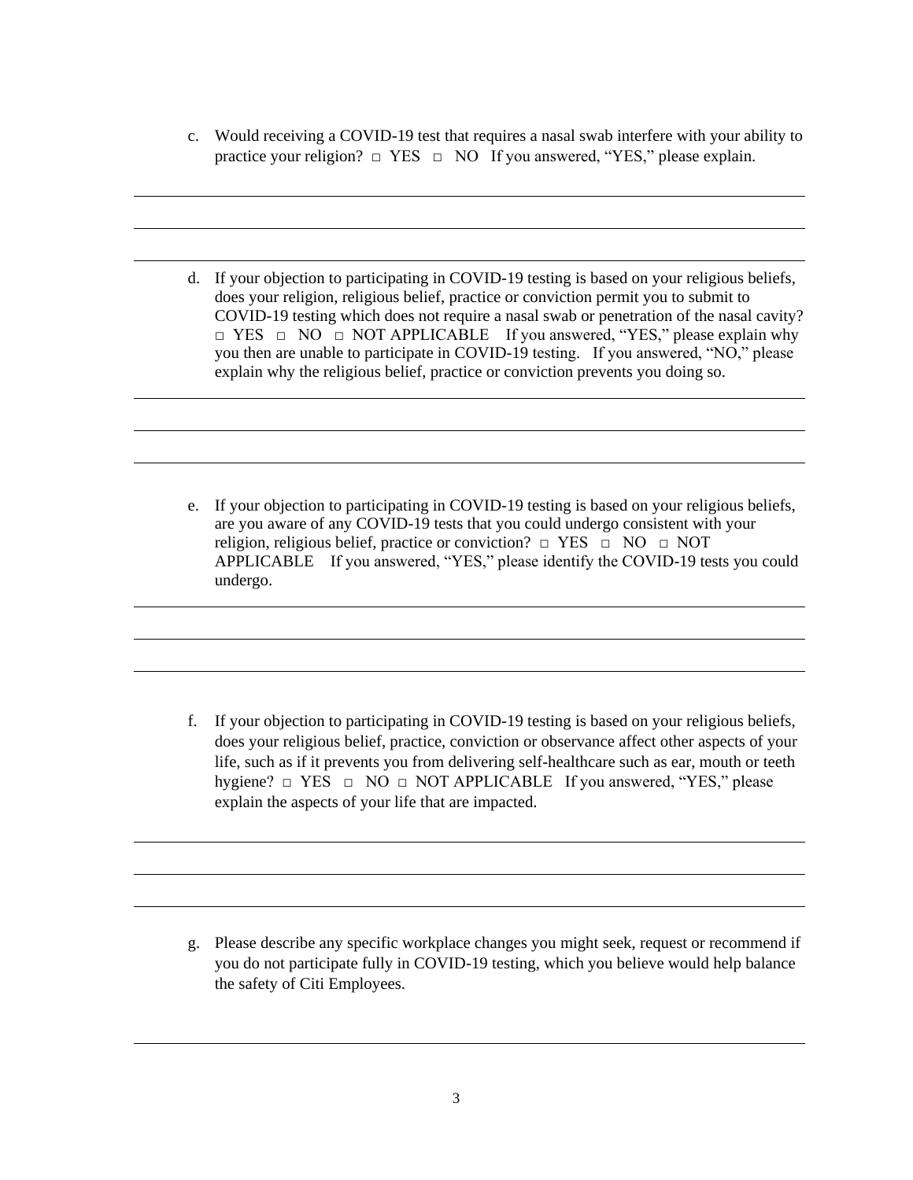c. Would receiving a COVID-19 test that requires a nasal swab interfere with your ability to practice your religion? □ YES □ NO If you answered, "YES," please explain.

______________________________________________________________________________

______________________________________________________________________________

______________________________________________________________________________

d. If your objection to participating in COVID-19 testing is based on your religious beliefs, does your religion, religious belief, practice or conviction permit you to submit to COVID-19 testing which does not require a nasal swab or penetration of the nasal cavity? □ YES □ NO □ NOT APPLICABLE If you answered, "YES," please explain why you then are unable to participate in COVID-19 testing. If you answered, "NO," please explain why the religious belief, practice or conviction prevents you doing so.

______________________________________________________________________________

______________________________________________________________________________

______________________________________________________________________________

e. If your objection to participating in COVID-19 testing is based on your religious beliefs, are you aware of any COVID-19 tests that you could undergo consistent with your religion, religious belief, practice or conviction? □ YES □ NO □ NOT APPLICABLE If you answered, "YES," please identify the COVID-19 tests you could undergo.

______________________________________________________________________________

______________________________________________________________________________

______________________________________________________________________________

f. If your objection to participating in COVID-19 testing is based on your religious beliefs, does your religious belief, practice, conviction or observance affect other aspects of your life, such as if it prevents you from delivering self-healthcare such as ear, mouth or teeth hygiene? □ YES □ NO □ NOT APPLICABLE If you answered, "YES," please explain the aspects of your life that are impacted.

______________________________________________________________________________

______________________________________________________________________________

______________________________________________________________________________

g. Please describe any specific workplace changes you might seek, request or recommend if you do not participate fully in COVID-19 testing, which you believe would help balance the safety of Citi Employees.

______________________________________________________________________________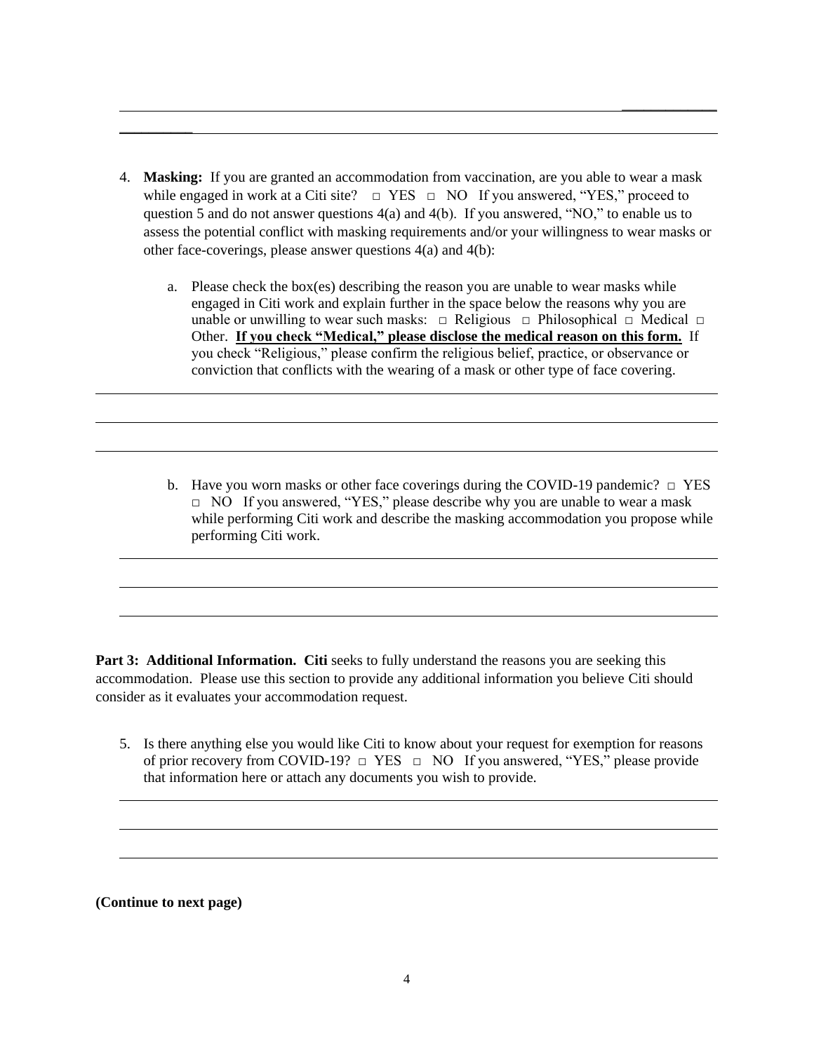4. **Masking:** If you are granted an accommodation from vaccination, are you able to wear a mask while engaged in work at a Citi site? □ YES □ NO If you answered, "YES," proceed to question 5 and do not answer questions 4(a) and 4(b). If you answered, "NO," to enable us to assess the potential conflict with masking requirements and/or your willingness to wear masks or other face-coverings, please answer questions 4(a) and 4(b):

   a. Please check the box(es) describing the reason you are unable to wear masks while engaged in Citi work and explain further in the space below the reasons why you are unable or unwilling to wear such masks: □ Religious □ Philosophical □ Medical □ Other. **If you check "Medical," please disclose the medical reason on this form.** If you check "Religious," please confirm the religious belief, practice, or observance or conviction that conflicts with the wearing of a mask or other type of face covering.

   b. Have you worn masks or other face coverings during the COVID-19 pandemic? □ YES □ NO If you answered, "YES," please describe why you are unable to wear a mask while performing Citi work and describe the masking accommodation you propose while performing Citi work.

**Part 3: Additional Information. Citi** seeks to fully understand the reasons you are seeking this accommodation. Please use this section to provide any additional information you believe Citi should consider as it evaluates your accommodation request.

5. Is there anything else you would like Citi to know about your request for exemption for reasons of prior recovery from COVID-19? □ YES □ NO If you answered, "YES," please provide that information here or attach any documents you wish to provide.

**(Continue to next page)**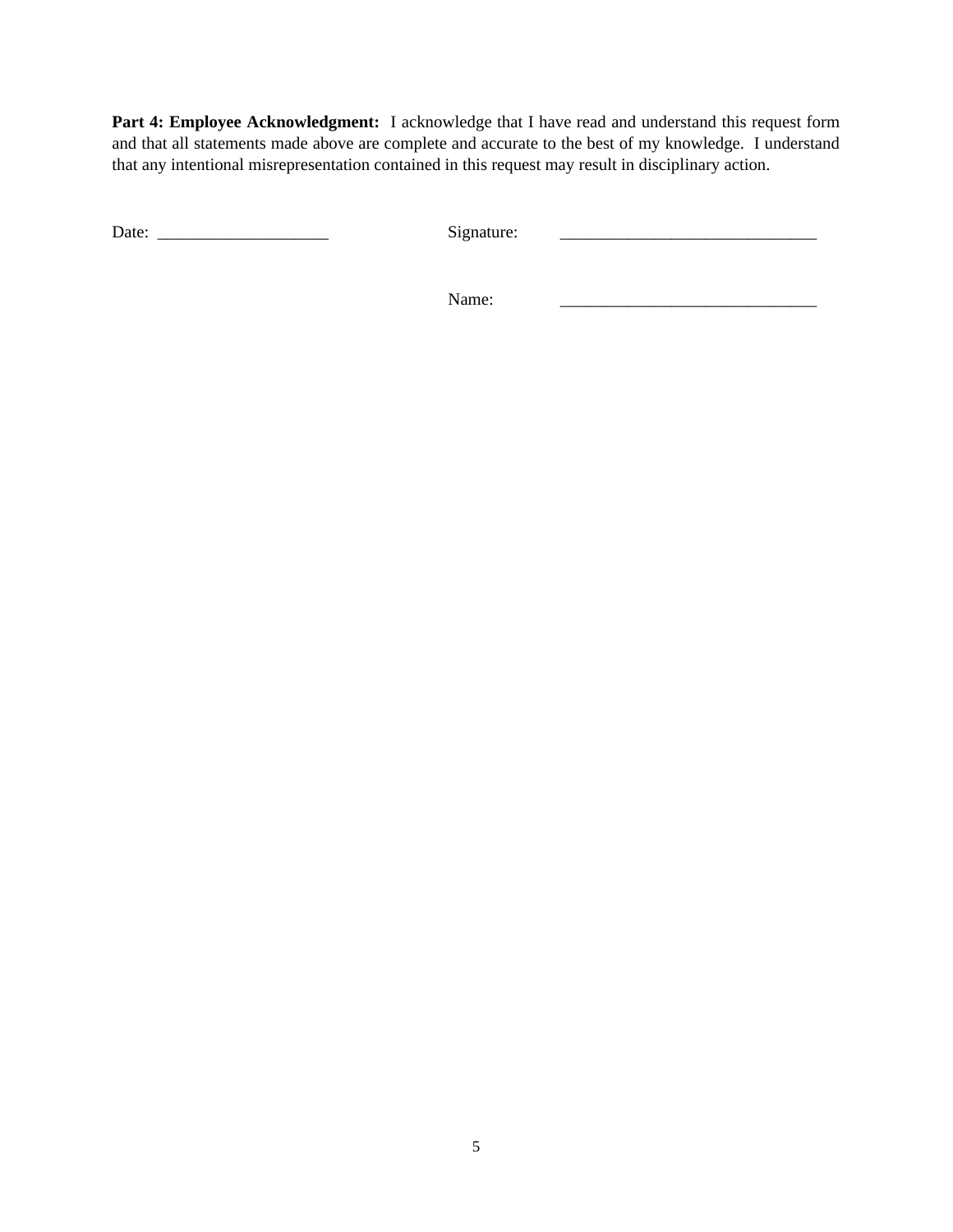**Part 4: Employee Acknowledgment:** I acknowledge that I have read and understand this request form and that all statements made above are complete and accurate to the best of my knowledge. I understand that any intentional misrepresentation contained in this request may result in disciplinary action.

Date: ____________________ Signature: ______________________________

Name: ______________________________